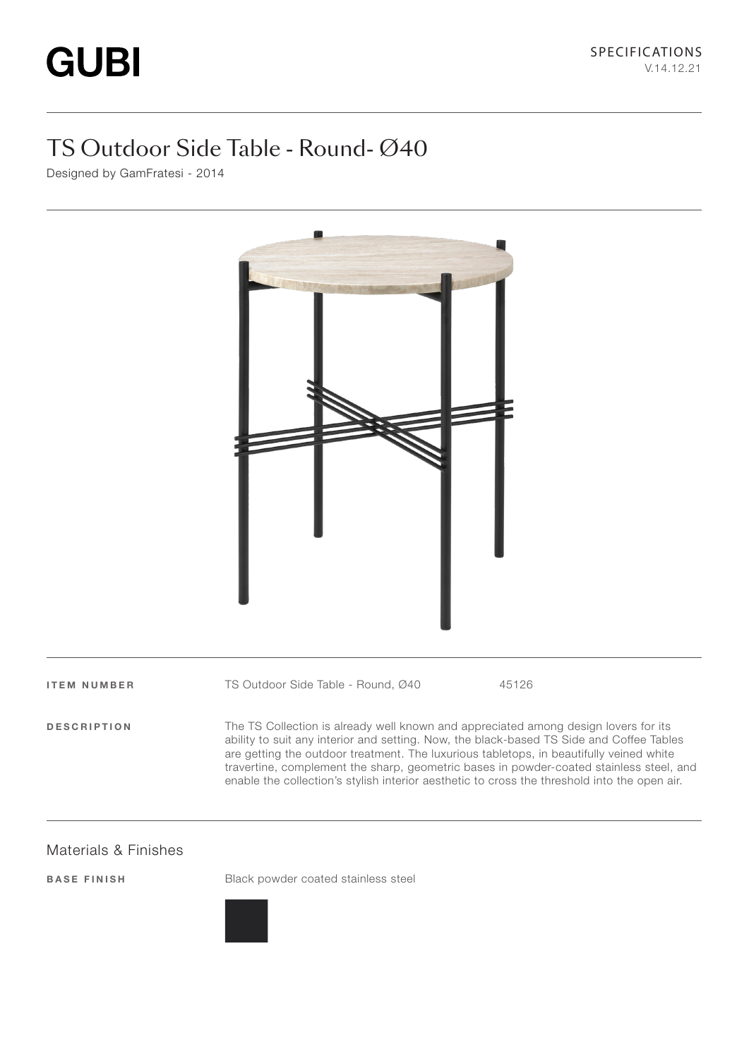GUBI

SPECIFICATIONS
V.14.12.21

# TS Outdoor Side Table - Round- Ø40

Designed by GamFratesi - 2014

| | | |
|---|---|---|
| **ITEM NUMBER** | TS Outdoor Side Table - Round, Ø40 | 45126 |

**DESCRIPTION**

The TS Collection is already well known and appreciated among design lovers for its ability to suit any interior and setting. Now, the black-based TS Side and Coffee Tables are getting the outdoor treatment. The luxurious tabletops, in beautifully veined white travertine, complement the sharp, geometric bases in powder-coated stainless steel, and enable the collection's stylish interior aesthetic to cross the threshold into the open air.

## Materials & Finishes

**BASE FINISH**

Black powder coated stainless steel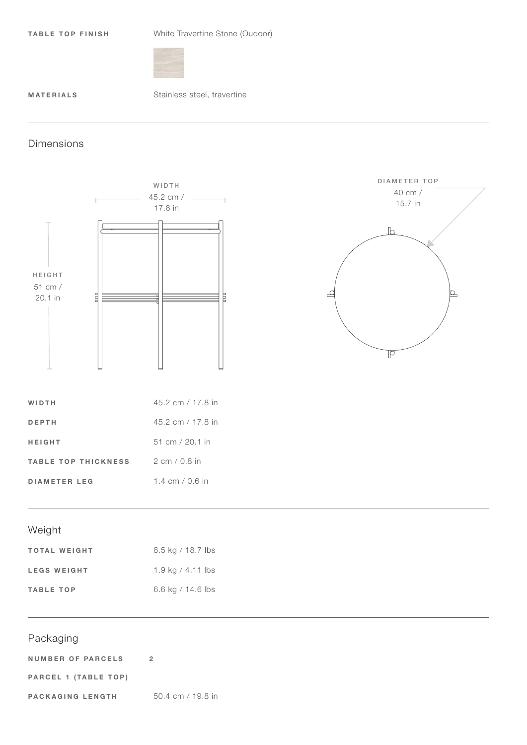| | |
|---|---|
| **TABLE TOP FINISH** | White Travertine Stone (Oudoor) |
| **MATERIALS** | Stainless steel, travertine |

## Dimensions

| | |
|---|---|
| **WIDTH** | 45.2 cm / 17.8 in |
| **DEPTH** | 45.2 cm / 17.8 in |
| **HEIGHT** | 51 cm / 20.1 in |
| **TABLE TOP THICKNESS** | 2 cm / 0.8 in |
| **DIAMETER LEG** | 1.4 cm / 0.6 in |

## Weight

| | |
|---|---|
| **TOTAL WEIGHT** | 8.5 kg / 18.7 lbs |
| **LEGS WEIGHT** | 1.9 kg / 4.11 lbs |
| **TABLE TOP** | 6.6 kg / 14.6 lbs |

## Packaging

| | |
|---|---|
| **NUMBER OF PARCELS** | 2 |
| **PARCEL 1 (TABLE TOP)** | |
| **PACKAGING LENGTH** | 50.4 cm / 19.8 in |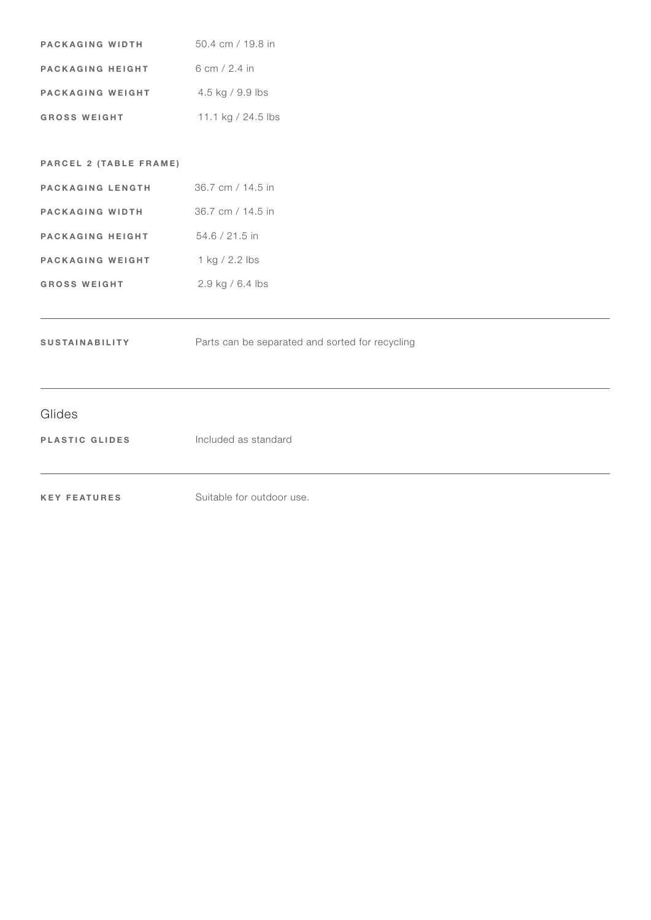| | |
|---|---|
| **PACKAGING WIDTH** | 50.4 cm / 19.8 in |
| **PACKAGING HEIGHT** | 6 cm / 2.4 in |
| **PACKAGING WEIGHT** | 4.5 kg / 9.9 lbs |
| **GROSS WEIGHT** | 11.1 kg / 24.5 lbs |

**PARCEL 2 (TABLE FRAME)**

| | |
|---|---|
| **PACKAGING LENGTH** | 36.7 cm / 14.5 in |
| **PACKAGING WIDTH** | 36.7 cm / 14.5 in |
| **PACKAGING HEIGHT** | 54.6 / 21.5 in |
| **PACKAGING WEIGHT** | 1 kg / 2.2 lbs |
| **GROSS WEIGHT** | 2.9 kg / 6.4 lbs |

---

| | |
|---|---|
| **SUSTAINABILITY** | Parts can be separated and sorted for recycling |

---

## Glides

| | |
|---|---|
| **PLASTIC GLIDES** | Included as standard |

---

| | |
|---|---|
| **KEY FEATURES** | Suitable for outdoor use. |